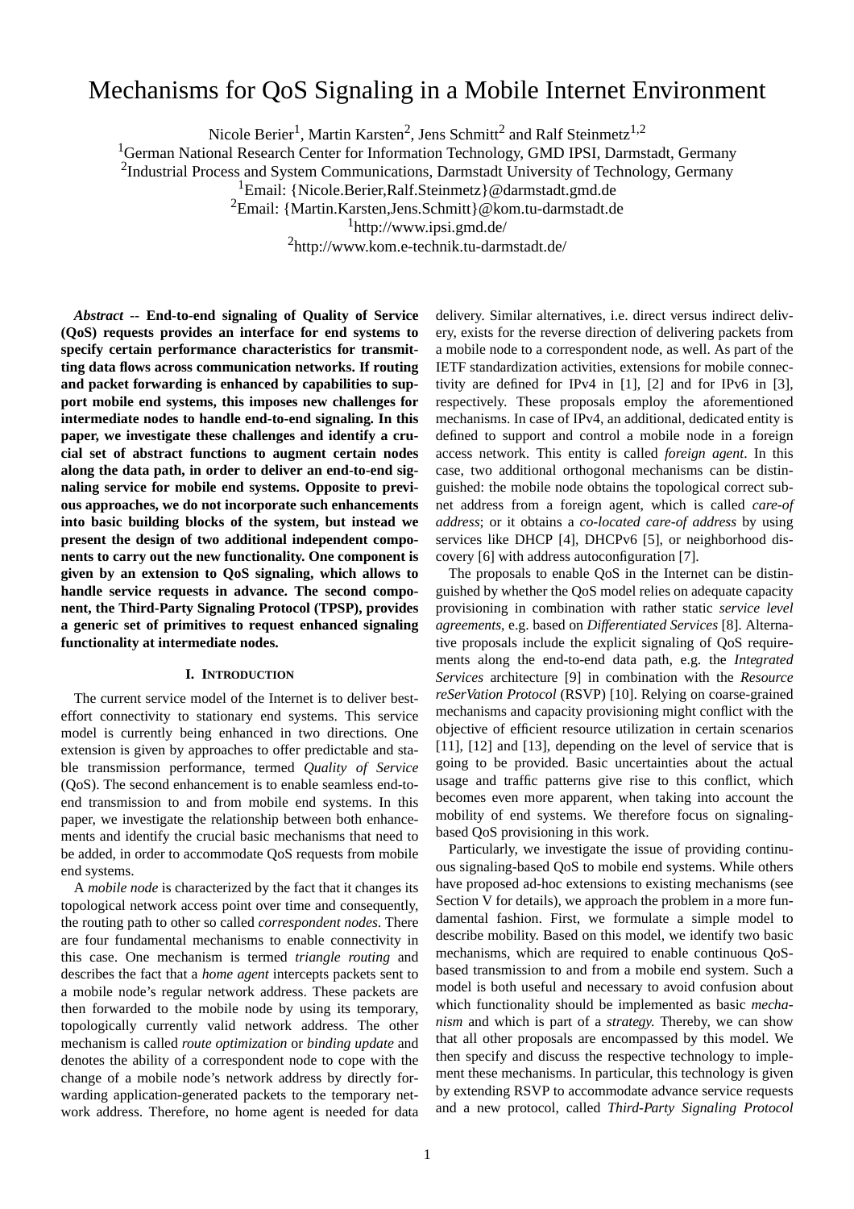# Mechanisms for QoS Signaling in a Mobile Internet Environment

Nicole Berier[1], Martin Karsten[2], Jens Schmitt[2] and Ralf Steinmetz[1,2]

[1]German National Research Center for Information Technology, GMD IPSI, Darmstadt, Germany

[2]Industrial Process and System Communications, Darmstadt University of Technology, Germany

[1]Email: {Nicole.Berier,Ralf.Steinmetz}@darmstadt.gmd.de

[2]Email: {Martin.Karsten,Jens.Schmitt}@kom.tu-darmstadt.de

[1]http://www.ipsi.gmd.de/

[2]http://www.kom.e-technik.tu-darmstadt.de/

***Abstract* -- End-to-end signaling of Quality of Service (QoS) requests provides an interface for end systems to specify certain performance characteristics for transmitting data flows across communication networks. If routing and packet forwarding is enhanced by capabilities to support mobile end systems, this imposes new challenges for intermediate nodes to handle end-to-end signaling. In this paper, we investigate these challenges and identify a crucial set of abstract functions to augment certain nodes along the data path, in order to deliver an end-to-end signaling service for mobile end systems. Opposite to previous approaches, we do not incorporate such enhancements into basic building blocks of the system, but instead we present the design of two additional independent components to carry out the new functionality. One component is given by an extension to QoS signaling, which allows to handle service requests in advance. The second component, the Third-Party Signaling Protocol (TPSP), provides a generic set of primitives to request enhanced signaling functionality at intermediate nodes.**

## I. Introduction

The current service model of the Internet is to deliver best-effort connectivity to stationary end systems. This service model is currently being enhanced in two directions. One extension is given by approaches to offer predictable and stable transmission performance, termed *Quality of Service* (QoS). The second enhancement is to enable seamless end-to-end transmission to and from mobile end systems. In this paper, we investigate the relationship between both enhancements and identify the crucial basic mechanisms that need to be added, in order to accommodate QoS requests from mobile end systems.

A *mobile node* is characterized by the fact that it changes its topological network access point over time and consequently, the routing path to other so called *correspondent nodes*. There are four fundamental mechanisms to enable connectivity in this case. One mechanism is termed *triangle routing* and describes the fact that a *home agent* intercepts packets sent to a mobile node's regular network address. These packets are then forwarded to the mobile node by using its temporary, topologically currently valid network address. The other mechanism is called *route optimization* or *binding update* and denotes the ability of a correspondent node to cope with the change of a mobile node's network address by directly forwarding application-generated packets to the temporary network address. Therefore, no home agent is needed for data delivery. Similar alternatives, i.e. direct versus indirect delivery, exists for the reverse direction of delivering packets from a mobile node to a correspondent node, as well. As part of the IETF standardization activities, extensions for mobile connectivity are defined for IPv4 in [1], [2] and for IPv6 in [3], respectively. These proposals employ the aforementioned mechanisms. In case of IPv4, an additional, dedicated entity is defined to support and control a mobile node in a foreign access network. This entity is called *foreign agent*. In this case, two additional orthogonal mechanisms can be distinguished: the mobile node obtains the topological correct subnet address from a foreign agent, which is called *care-of address*; or it obtains a *co-located care-of address* by using services like DHCP [4], DHCPv6 [5], or neighborhood discovery [6] with address autoconfiguration [7].

The proposals to enable QoS in the Internet can be distinguished by whether the QoS model relies on adequate capacity provisioning in combination with rather static *service level agreements*, e.g. based on *Differentiated Services* [8]. Alternative proposals include the explicit signaling of QoS requirements along the end-to-end data path, e.g. the *Integrated Services* architecture [9] in combination with the *Resource reSerVation Protocol* (RSVP) [10]. Relying on coarse-grained mechanisms and capacity provisioning might conflict with the objective of efficient resource utilization in certain scenarios [11], [12] and [13], depending on the level of service that is going to be provided. Basic uncertainties about the actual usage and traffic patterns give rise to this conflict, which becomes even more apparent, when taking into account the mobility of end systems. We therefore focus on signaling-based QoS provisioning in this work.

Particularly, we investigate the issue of providing continuous signaling-based QoS to mobile end systems. While others have proposed ad-hoc extensions to existing mechanisms (see Section V for details), we approach the problem in a more fundamental fashion. First, we formulate a simple model to describe mobility. Based on this model, we identify two basic mechanisms, which are required to enable continuous QoS-based transmission to and from a mobile end system. Such a model is both useful and necessary to avoid confusion about which functionality should be implemented as basic *mechanism* and which is part of a *strategy.* Thereby, we can show that all other proposals are encompassed by this model. We then specify and discuss the respective technology to implement these mechanisms. In particular, this technology is given by extending RSVP to accommodate advance service requests and a new protocol, called *Third-Party Signaling Protocol*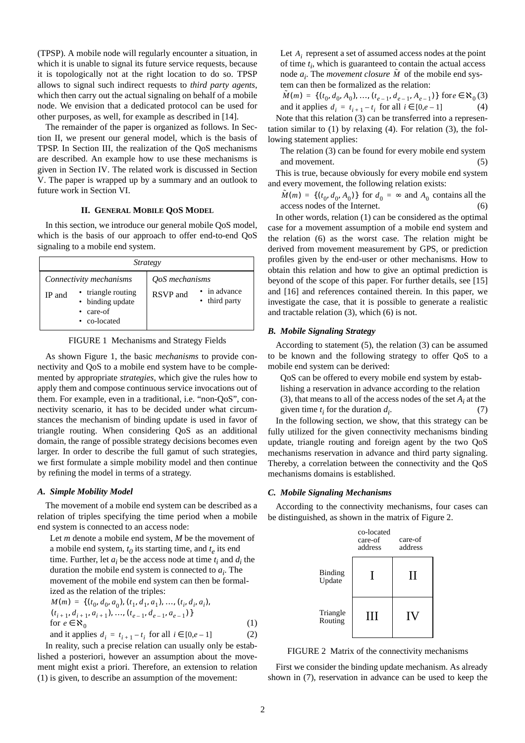(TPSP). A mobile node will regularly encounter a situation, in which it is unable to signal its future service requests, because it is topologically not at the right location to do so. TPSP allows to signal such indirect requests to *third party agents*, which then carry out the actual signaling on behalf of a mobile node. We envision that a dedicated protocol can be used for other purposes, as well, for example as described in [14].

The remainder of the paper is organized as follows. In Section II, we present our general model, which is the basis of TPSP. In Section III, the realization of the QoS mechanisms are described. An example how to use these mechanisms is given in Section IV. The related work is discussed in Section V. The paper is wrapped up by a summary and an outlook to future work in Section VI.

## II. General Mobile QoS Model

In this section, we introduce our general mobile QoS model, which is the basis of our approach to offer end-to-end QoS signaling to a mobile end system.

| *Strategy* | |
|---|---|
| *Connectivity mechanisms* | *QoS mechanisms* |
| IP and • triangle routing • binding update • care-of • co-located | RSVP and • in advance • third party |

FIGURE 1 Mechanisms and Strategy Fields

As shown Figure 1, the basic *mechanisms* to provide connectivity and QoS to a mobile end system have to be complemented by appropriate *strategies*, which give the rules how to apply them and compose continuous service invocations out of them. For example, even in a traditional, i.e. "non-QoS", connectivity scenario, it has to be decided under what circumstances the mechanism of binding update is used in favor of triangle routing. When considering QoS as an additional domain, the range of possible strategy decisions becomes even larger. In order to describe the full gamut of such strategies, we first formulate a simple mobility model and then continue by refining the model in terms of a strategy.

### *A. Simple Mobility Model*

The movement of a mobile end system can be described as a relation of triples specifying the time period when a mobile end system is connected to an access node:

Let $m$ denote a mobile end system, $M$ be the movement of a mobile end system, $t_0$ its starting time, and $t_e$ its end time. Further, let $a_i$ be the access node at time $t_i$ and $d_i$ the duration the mobile end system is connected to $a_i$. The movement of the mobile end system can then be formalized as the relation of the triples:

$$M(m) = \{(t_0, d_0, a_0), (t_1, d_1, a_1), \ldots, (t_i, d_i, a_i), (t_{i+1}, d_{i+1}, a_{i+1}), \ldots, (t_{e-1}, d_{e-1}, a_{e-1})\} \text{ for } e \in \aleph_0 \quad (1)$$

$$\text{and it applies } d_i = t_{i+1} - t_i \text{ for all } i \in [0, e-1] \quad (2)$$

In reality, such a precise relation can usually only be established a posteriori, however an assumption about the movement might exist a priori. Therefore, an extension to relation (1) is given, to describe an assumption of the movement:

Let $A_i$ represent a set of assumed access nodes at the point of time $t_i$, which is guaranteed to contain the actual access node $a_i$. The *movement closure* $\tilde{M}$ of the mobile end system can then be formalized as the relation:

$$\tilde{M}(m) = \{(t_0, d_0, A_0), \ldots, (t_{e-1}, d_{e-1}, A_{e-1})\} \text{ for } e \in \aleph_0 \quad (3)$$

$$\text{and it applies } d_i = t_{i+1} - t_i \text{ for all } i \in [0, e-1] \quad (4)$$

Note that this relation (3) can be transferred into a representation similar to (1) by relaxing (4). For relation (3), the following statement applies:

The relation (3) can be found for every mobile end system and movement. (5)

This is true, because obviously for every mobile end system and every movement, the following relation exists:

$$\tilde{M}(m) = \{(t_0, d_0, A_0)\} \text{ for } d_0 = \infty \text{ and } A_0 \text{ contains all the access nodes of the Internet.} \quad (6)$$

In other words, relation (1) can be considered as the optimal case for a movement assumption of a mobile end system and the relation (6) as the worst case. The relation might be derived from movement measurement by GPS, or prediction profiles given by the end-user or other mechanisms. How to obtain this relation and how to give an optimal prediction is beyond of the scope of this paper. For further details, see [15] and [16] and references contained therein. In this paper, we investigate the case, that it is possible to generate a realistic and tractable relation (3), which (6) is not.

### *B. Mobile Signaling Strategy*

According to statement (5), the relation (3) can be assumed to be known and the following strategy to offer QoS to a mobile end system can be derived:

QoS can be offered to every mobile end system by establishing a reservation in advance according to the relation (3), that means to all of the access nodes of the set $A_i$ at the given time $t_i$ for the duration $d_i$. (7)

In the following section, we show, that this strategy can be fully utilized for the given connectivity mechanisms binding update, triangle routing and foreign agent by the two QoS mechanisms reservation in advance and third party signaling. Thereby, a correlation between the connectivity and the QoS mechanisms domains is established.

### *C. Mobile Signaling Mechanisms*

According to the connectivity mechanisms, four cases can be distinguished, as shown in the matrix of Figure 2.

| | co-located care-of address | care-of address |
|---|---|---|
| Binding Update | I | II |
| Triangle Routing | III | IV |

FIGURE 2 Matrix of the connectivity mechanisms

First we consider the binding update mechanism. As already shown in (7), reservation in advance can be used to keep the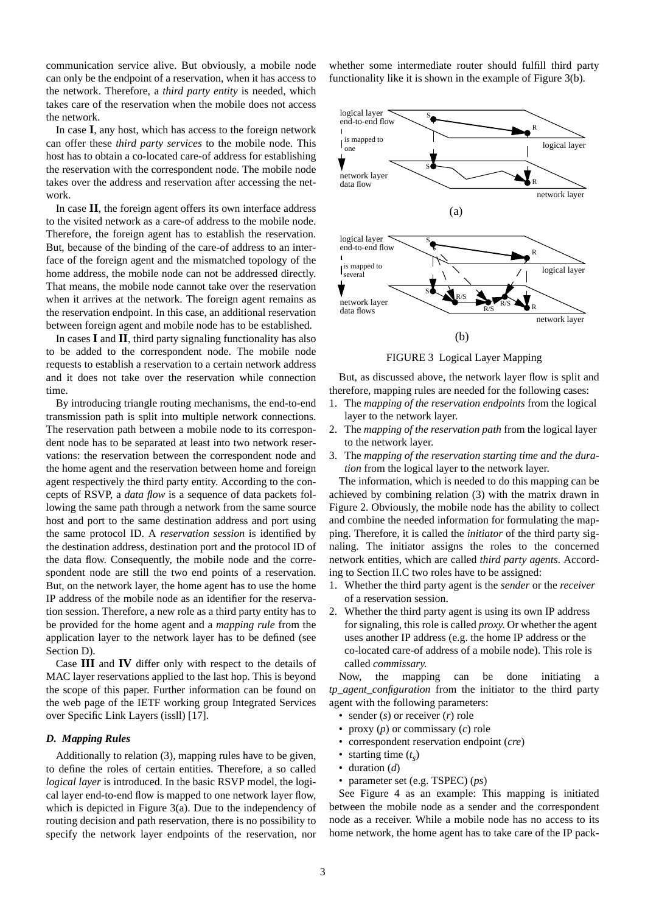communication service alive. But obviously, a mobile node can only be the endpoint of a reservation, when it has access to the network. Therefore, a *third party entity* is needed, which takes care of the reservation when the mobile does not access the network.

In case **I**, any host, which has access to the foreign network can offer these *third party services* to the mobile node. This host has to obtain a co-located care-of address for establishing the reservation with the correspondent node. The mobile node takes over the address and reservation after accessing the network.

In case **II**, the foreign agent offers its own interface address to the visited network as a care-of address to the mobile node. Therefore, the foreign agent has to establish the reservation. But, because of the binding of the care-of address to an interface of the foreign agent and the mismatched topology of the home address, the mobile node can not be addressed directly. That means, the mobile node cannot take over the reservation when it arrives at the network. The foreign agent remains as the reservation endpoint. In this case, an additional reservation between foreign agent and mobile node has to be established.

In cases **I** and **II**, third party signaling functionality has also to be added to the correspondent node. The mobile node requests to establish a reservation to a certain network address and it does not take over the reservation while connection time.

By introducing triangle routing mechanisms, the end-to-end transmission path is split into multiple network connections. The reservation path between a mobile node to its correspondent node has to be separated at least into two network reservations: the reservation between the correspondent node and the home agent and the reservation between home and foreign agent respectively the third party entity. According to the concepts of RSVP, a *data flow* is a sequence of data packets following the same path through a network from the same source host and port to the same destination address and port using the same protocol ID. A *reservation session* is identified by the destination address, destination port and the protocol ID of the data flow. Consequently, the mobile node and the correspondent node are still the two end points of a reservation. But, on the network layer, the home agent has to use the home IP address of the mobile node as an identifier for the reservation session. Therefore, a new role as a third party entity has to be provided for the home agent and a *mapping rule* from the application layer to the network layer has to be defined (see Section D).

Case **III** and **IV** differ only with respect to the details of MAC layer reservations applied to the last hop. This is beyond the scope of this paper. Further information can be found on the web page of the IETF working group Integrated Services over Specific Link Layers (issll) [17].

### *D. Mapping Rules*

Additionally to relation (3), mapping rules have to be given, to define the roles of certain entities. Therefore, a so called *logical layer* is introduced. In the basic RSVP model, the logical layer end-to-end flow is mapped to one network layer flow, which is depicted in Figure 3(a). Due to the independency of routing decision and path reservation, there is no possibility to specify the network layer endpoints of the reservation, nor whether some intermediate router should fulfill third party functionality like it is shown in the example of Figure 3(b).

FIGURE 3 Logical Layer Mapping

But, as discussed above, the network layer flow is split and therefore, mapping rules are needed for the following cases:

1. The *mapping of the reservation endpoints* from the logical layer to the network layer.
2. The *mapping of the reservation path* from the logical layer to the network layer.
3. The *mapping of the reservation starting time and the duration* from the logical layer to the network layer.

The information, which is needed to do this mapping can be achieved by combining relation (3) with the matrix drawn in Figure 2. Obviously, the mobile node has the ability to collect and combine the needed information for formulating the mapping. Therefore, it is called the *initiator* of the third party signaling. The initiator assigns the roles to the concerned network entities, which are called *third party agents*. According to Section II.C two roles have to be assigned:

1. Whether the third party agent is the *sender* or the *receiver* of a reservation session.
2. Whether the third party agent is using its own IP address for signaling, this role is called *proxy*. Or whether the agent uses another IP address (e.g. the home IP address or the co-located care-of address of a mobile node). This role is called *commissary*.

Now, the mapping can be done initiating a *tp_agent_configuration* from the initiator to the third party agent with the following parameters:

- sender (*s*) or receiver (*r*) role
- proxy (*p*) or commissary (*c*) role
- correspondent reservation endpoint (*cre*)
- starting time ($t_s$)
- duration (*d*)
- parameter set (e.g. TSPEC) (*ps*)

See Figure 4 as an example: This mapping is initiated between the mobile node as a sender and the correspondent node as a receiver. While a mobile node has no access to its home network, the home agent has to take care of the IP pack-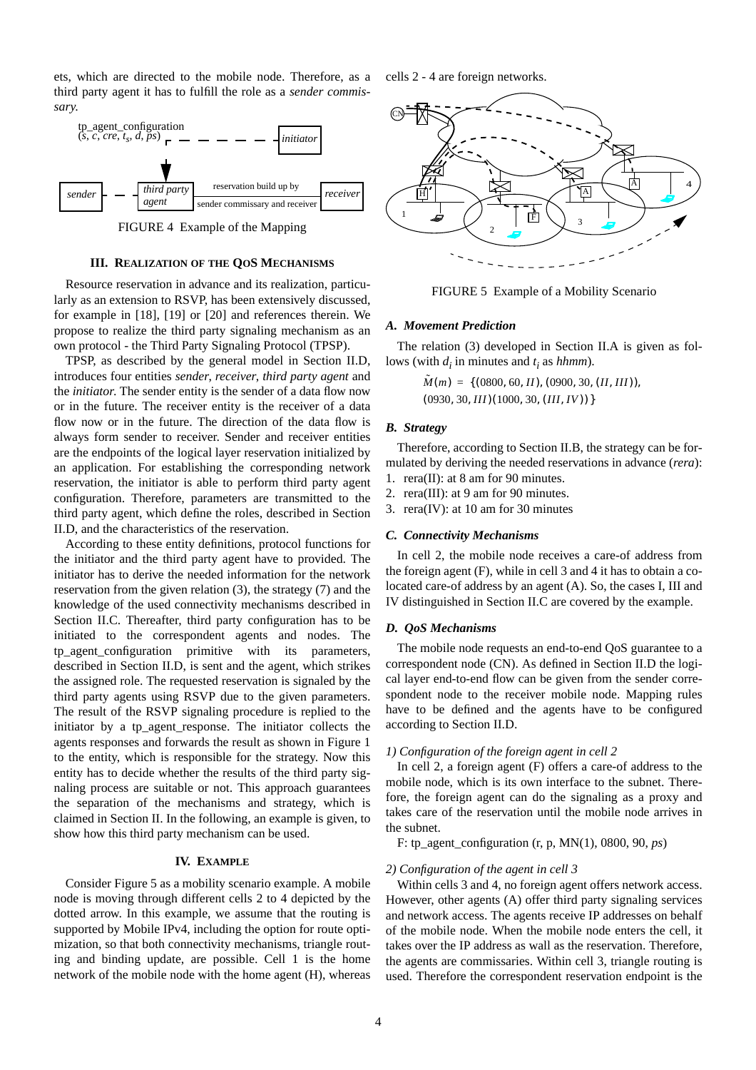ets, which are directed to the mobile node. Therefore, as a third party agent it has to fulfill the role as a *sender commissary.*

FIGURE 4 Example of the Mapping

## III. Realization of the QoS Mechanisms

Resource reservation in advance and its realization, particularly as an extension to RSVP, has been extensively discussed, for example in [18], [19] or [20] and references therein. We propose to realize the third party signaling mechanism as an own protocol - the Third Party Signaling Protocol (TPSP).

TPSP, as described by the general model in Section II.D, introduces four entities *sender*, *receiver*, *third party agent* and the *initiator.* The sender entity is the sender of a data flow now or in the future. The receiver entity is the receiver of a data flow now or in the future. The direction of the data flow is always form sender to receiver. Sender and receiver entities are the endpoints of the logical layer reservation initialized by an application. For establishing the corresponding network reservation, the initiator is able to perform third party agent configuration. Therefore, parameters are transmitted to the third party agent, which define the roles, described in Section II.D, and the characteristics of the reservation.

According to these entity definitions, protocol functions for the initiator and the third party agent have to provided. The initiator has to derive the needed information for the network reservation from the given relation (3), the strategy (7) and the knowledge of the used connectivity mechanisms described in Section II.C. Thereafter, third party configuration has to be initiated to the correspondent agents and nodes. The tp_agent_configuration primitive with its parameters, described in Section II.D, is sent and the agent, which strikes the assigned role. The requested reservation is signaled by the third party agents using RSVP due to the given parameters. The result of the RSVP signaling procedure is replied to the initiator by a tp_agent_response. The initiator collects the agents responses and forwards the result as shown in Figure 1 to the entity, which is responsible for the strategy. Now this entity has to decide whether the results of the third party signaling process are suitable or not. This approach guarantees the separation of the mechanisms and strategy, which is claimed in Section II. In the following, an example is given, to show how this third party mechanism can be used.

## IV. Example

Consider Figure 5 as a mobility scenario example. A mobile node is moving through different cells 2 to 4 depicted by the dotted arrow. In this example, we assume that the routing is supported by Mobile IPv4, including the option for route optimization, so that both connectivity mechanisms, triangle routing and binding update, are possible. Cell 1 is the home network of the mobile node with the home agent (H), whereas cells 2 - 4 are foreign networks.

FIGURE 5 Example of a Mobility Scenario

### A. Movement Prediction

The relation (3) developed in Section II.A is given as follows (with $d_i$ in minutes and $t_i$ as *hhmm*).

$$\tilde{M}(m) = \{(0800, 60, II), (0900, 30, (II, III)), (0930, 30, III)(1000, 30, (III, IV))\}$$

### B. Strategy

Therefore, according to Section II.B, the strategy can be formulated by deriving the needed reservations in advance (*rera*):

1. rera(II): at 8 am for 90 minutes.
2. rera(III): at 9 am for 90 minutes.
3. rera(IV): at 10 am for 30 minutes

### C. Connectivity Mechanisms

In cell 2, the mobile node receives a care-of address from the foreign agent (F), while in cell 3 and 4 it has to obtain a co-located care-of address by an agent (A). So, the cases I, III and IV distinguished in Section II.C are covered by the example.

### D. QoS Mechanisms

The mobile node requests an end-to-end QoS guarantee to a correspondent node (CN). As defined in Section II.D the logical layer end-to-end flow can be given from the sender correspondent node to the receiver mobile node. Mapping rules have to be defined and the agents have to be configured according to Section II.D.

#### 1) Configuration of the foreign agent in cell 2

In cell 2, a foreign agent (F) offers a care-of address to the mobile node, which is its own interface to the subnet. Therefore, the foreign agent can do the signaling as a proxy and takes care of the reservation until the mobile node arrives in the subnet.

F: tp_agent_configuration (r, p, MN(1), 0800, 90, *ps*)

#### 2) Configuration of the agent in cell 3

Within cells 3 and 4, no foreign agent offers network access. However, other agents (A) offer third party signaling services and network access. The agents receive IP addresses on behalf of the mobile node. When the mobile node enters the cell, it takes over the IP address as well as the reservation. Therefore, the agents are commissaries. Within cell 3, triangle routing is used. Therefore the correspondent reservation endpoint is the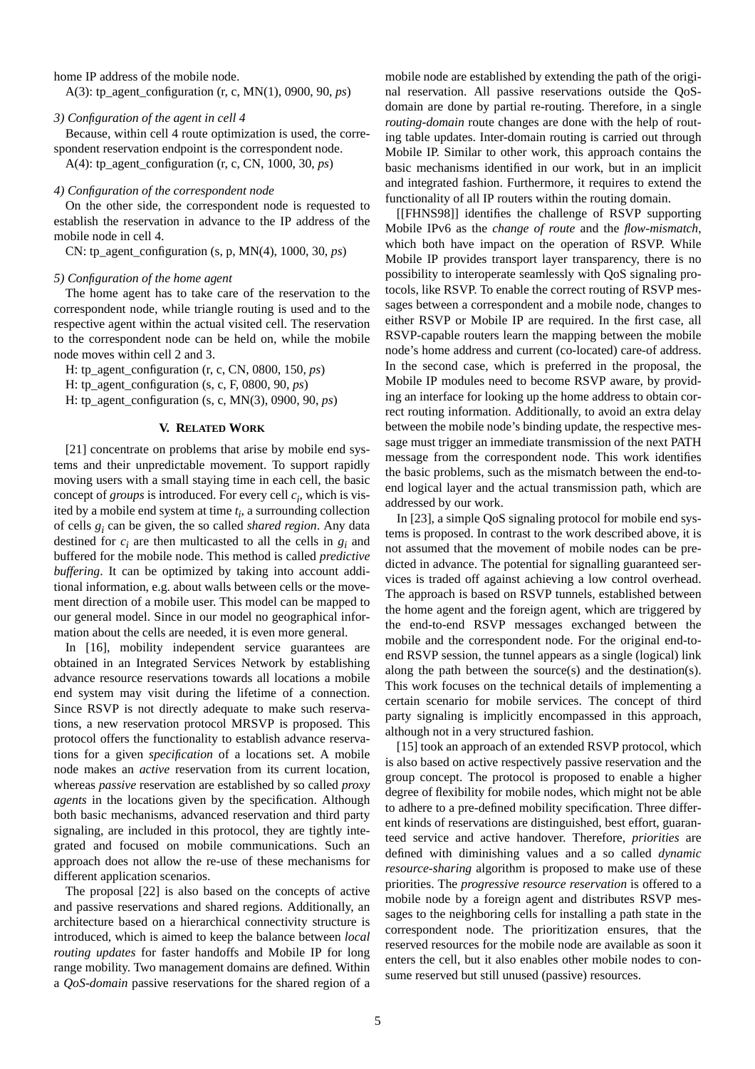home IP address of the mobile node.

A(3): tp_agent_configuration (r, c, MN(1), 0900, 90, *ps*)

*3) Configuration of the agent in cell 4*

Because, within cell 4 route optimization is used, the correspondent reservation endpoint is the correspondent node.

A(4): tp_agent_configuration (r, c, CN, 1000, 30, *ps*)

*4) Configuration of the correspondent node*

On the other side, the correspondent node is requested to establish the reservation in advance to the IP address of the mobile node in cell 4.

CN: tp_agent_configuration (s, p, MN(4), 1000, 30, *ps*)

*5) Configuration of the home agent*

The home agent has to take care of the reservation to the correspondent node, while triangle routing is used and to the respective agent within the actual visited cell. The reservation to the correspondent node can be held on, while the mobile node moves within cell 2 and 3.

H: tp_agent_configuration (r, c, CN, 0800, 150, *ps*)

H: tp_agent_configuration (s, c, F, 0800, 90, *ps*)

H: tp_agent_configuration (s, c, MN(3), 0900, 90, *ps*)

## V. Related Work

[21] concentrate on problems that arise by mobile end systems and their unpredictable movement. To support rapidly moving users with a small staying time in each cell, the basic concept of *groups* is introduced. For every cell $c_i$, which is visited by a mobile end system at time $t_i$, a surrounding collection of cells $g_i$ can be given, the so called *shared region*. Any data destined for $c_i$ are then multicasted to all the cells in $g_i$ and buffered for the mobile node. This method is called *predictive buffering*. It can be optimized by taking into account additional information, e.g. about walls between cells or the movement direction of a mobile user. This model can be mapped to our general model. Since in our model no geographical information about the cells are needed, it is even more general.

In [16], mobility independent service guarantees are obtained in an Integrated Services Network by establishing advance resource reservations towards all locations a mobile end system may visit during the lifetime of a connection. Since RSVP is not directly adequate to make such reservations, a new reservation protocol MRSVP is proposed. This protocol offers the functionality to establish advance reservations for a given *specification* of a locations set. A mobile node makes an *active* reservation from its current location, whereas *passive* reservation are established by so called *proxy agents* in the locations given by the specification. Although both basic mechanisms, advanced reservation and third party signaling, are included in this protocol, they are tightly integrated and focused on mobile communications. Such an approach does not allow the re-use of these mechanisms for different application scenarios.

The proposal [22] is also based on the concepts of active and passive reservations and shared regions. Additionally, an architecture based on a hierarchical connectivity structure is introduced, which is aimed to keep the balance between *local routing updates* for faster handoffs and Mobile IP for long range mobility. Two management domains are defined. Within a *QoS-domain* passive reservations for the shared region of a mobile node are established by extending the path of the original reservation. All passive reservations outside the QoS-domain are done by partial re-routing. Therefore, in a single *routing-domain* route changes are done with the help of routing table updates. Inter-domain routing is carried out through Mobile IP. Similar to other work, this approach contains the basic mechanisms identified in our work, but in an implicit and integrated fashion. Furthermore, it requires to extend the functionality of all IP routers within the routing domain.

[[FHNS98]] identifies the challenge of RSVP supporting Mobile IPv6 as the *change of route* and the *flow-mismatch*, which both have impact on the operation of RSVP. While Mobile IP provides transport layer transparency, there is no possibility to interoperate seamlessly with QoS signaling protocols, like RSVP. To enable the correct routing of RSVP messages between a correspondent and a mobile node, changes to either RSVP or Mobile IP are required. In the first case, all RSVP-capable routers learn the mapping between the mobile node's home address and current (co-located) care-of address. In the second case, which is preferred in the proposal, the Mobile IP modules need to become RSVP aware, by providing an interface for looking up the home address to obtain correct routing information. Additionally, to avoid an extra delay between the mobile node's binding update, the respective message must trigger an immediate transmission of the next PATH message from the correspondent node. This work identifies the basic problems, such as the mismatch between the end-to-end logical layer and the actual transmission path, which are addressed by our work.

In [23], a simple QoS signaling protocol for mobile end systems is proposed. In contrast to the work described above, it is not assumed that the movement of mobile nodes can be predicted in advance. The potential for signalling guaranteed services is traded off against achieving a low control overhead. The approach is based on RSVP tunnels, established between the home agent and the foreign agent, which are triggered by the end-to-end RSVP messages exchanged between the mobile and the correspondent node. For the original end-to-end RSVP session, the tunnel appears as a single (logical) link along the path between the source(s) and the destination(s). This work focuses on the technical details of implementing a certain scenario for mobile services. The concept of third party signaling is implicitly encompassed in this approach, although not in a very structured fashion.

[15] took an approach of an extended RSVP protocol, which is also based on active respectively passive reservation and the group concept. The protocol is proposed to enable a higher degree of flexibility for mobile nodes, which might not be able to adhere to a pre-defined mobility specification. Three different kinds of reservations are distinguished, best effort, guaranteed service and active handover. Therefore, *priorities* are defined with diminishing values and a so called *dynamic resource-sharing* algorithm is proposed to make use of these priorities. The *progressive resource reservation* is offered to a mobile node by a foreign agent and distributes RSVP messages to the neighboring cells for installing a path state in the correspondent node. The prioritization ensures, that the reserved resources for the mobile node are available as soon it enters the cell, but it also enables other mobile nodes to consume reserved but still unused (passive) resources.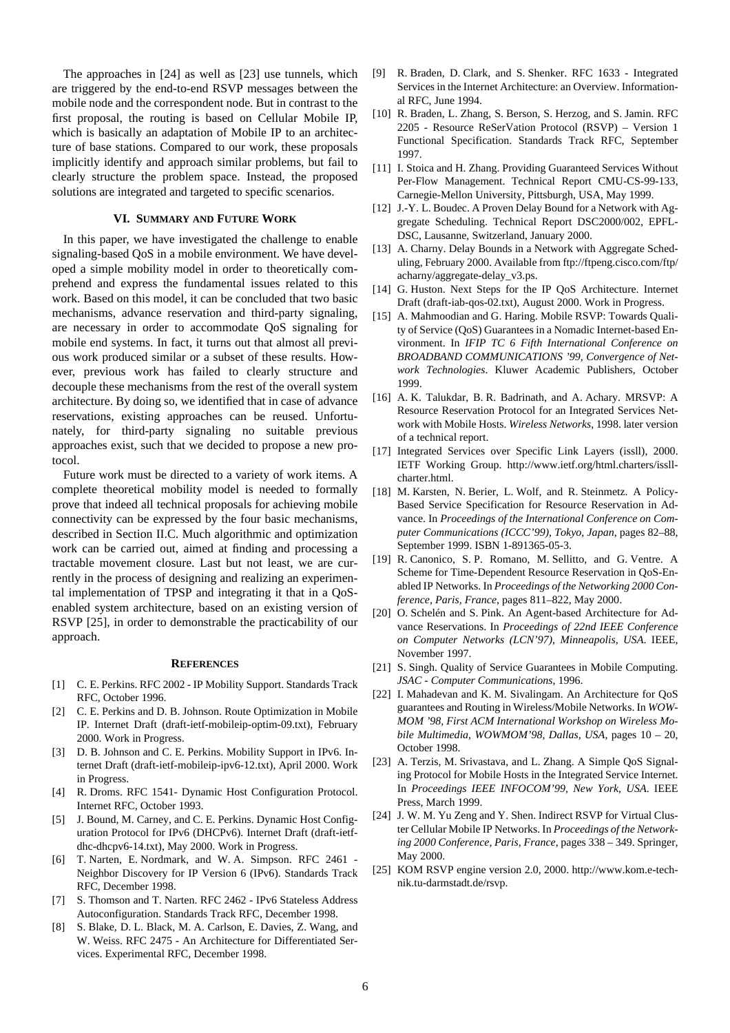The approaches in [24] as well as [23] use tunnels, which are triggered by the end-to-end RSVP messages between the mobile node and the correspondent node. But in contrast to the first proposal, the routing is based on Cellular Mobile IP, which is basically an adaptation of Mobile IP to an architecture of base stations. Compared to our work, these proposals implicitly identify and approach similar problems, but fail to clearly structure the problem space. Instead, the proposed solutions are integrated and targeted to specific scenarios.

## VI. Summary and Future Work

In this paper, we have investigated the challenge to enable signaling-based QoS in a mobile environment. We have developed a simple mobility model in order to theoretically comprehend and express the fundamental issues related to this work. Based on this model, it can be concluded that two basic mechanisms, advance reservation and third-party signaling, are necessary in order to accommodate QoS signaling for mobile end systems. In fact, it turns out that almost all previous work produced similar or a subset of these results. However, previous work has failed to clearly structure and decouple these mechanisms from the rest of the overall system architecture. By doing so, we identified that in case of advance reservations, existing approaches can be reused. Unfortunately, for third-party signaling no suitable previous approaches exist, such that we decided to propose a new protocol.

Future work must be directed to a variety of work items. A complete theoretical mobility model is needed to formally prove that indeed all technical proposals for achieving mobile connectivity can be expressed by the four basic mechanisms, described in Section II.C. Much algorithmic and optimization work can be carried out, aimed at finding and processing a tractable movement closure. Last but not least, we are currently in the process of designing and realizing an experimental implementation of TPSP and integrating it that in a QoS-enabled system architecture, based on an existing version of RSVP [25], in order to demonstrable the practicability of our approach.

## References

[1] C. E. Perkins. RFC 2002 - IP Mobility Support. Standards Track RFC, October 1996.

[2] C. E. Perkins and D. B. Johnson. Route Optimization in Mobile IP. Internet Draft (draft-ietf-mobileip-optim-09.txt), February 2000. Work in Progress.

[3] D. B. Johnson and C. E. Perkins. Mobility Support in IPv6. Internet Draft (draft-ietf-mobileip-ipv6-12.txt), April 2000. Work in Progress.

[4] R. Droms. RFC 1541- Dynamic Host Configuration Protocol. Internet RFC, October 1993.

[5] J. Bound, M. Carney, and C. E. Perkins. Dynamic Host Configuration Protocol for IPv6 (DHCPv6). Internet Draft (draft-ietf-dhc-dhcpv6-14.txt), May 2000. Work in Progress.

[6] T. Narten, E. Nordmark, and W. A. Simpson. RFC 2461 - Neighbor Discovery for IP Version 6 (IPv6). Standards Track RFC, December 1998.

[7] S. Thomson and T. Narten. RFC 2462 - IPv6 Stateless Address Autoconfiguration. Standards Track RFC, December 1998.

[8] S. Blake, D. L. Black, M. A. Carlson, E. Davies, Z. Wang, and W. Weiss. RFC 2475 - An Architecture for Differentiated Services. Experimental RFC, December 1998.

[9] R. Braden, D. Clark, and S. Shenker. RFC 1633 - Integrated Services in the Internet Architecture: an Overview. Informational RFC, June 1994.

[10] R. Braden, L. Zhang, S. Berson, S. Herzog, and S. Jamin. RFC 2205 - Resource ReSerVation Protocol (RSVP) – Version 1 Functional Specification. Standards Track RFC, September 1997.

[11] I. Stoica and H. Zhang. Providing Guaranteed Services Without Per-Flow Management. Technical Report CMU-CS-99-133, Carnegie-Mellon University, Pittsburgh, USA, May 1999.

[12] J.-Y. L. Boudec. A Proven Delay Bound for a Network with Aggregate Scheduling. Technical Report DSC2000/002, EPFL-DSC, Lausanne, Switzerland, January 2000.

[13] A. Charny. Delay Bounds in a Network with Aggregate Scheduling, February 2000. Available from ftp://ftpeng.cisco.com/ftp/acharny/aggregate-delay_v3.ps.

[14] G. Huston. Next Steps for the IP QoS Architecture. Internet Draft (draft-iab-qos-02.txt), August 2000. Work in Progress.

[15] A. Mahmoodian and G. Haring. Mobile RSVP: Towards Quality of Service (QoS) Guarantees in a Nomadic Internet-based Environment. In *IFIP TC 6 Fifth International Conference on BROADBAND COMMUNICATIONS '99, Convergence of Network Technologies*. Kluwer Academic Publishers, October 1999.

[16] A. K. Talukdar, B. R. Badrinath, and A. Achary. MRSVP: A Resource Reservation Protocol for an Integrated Services Network with Mobile Hosts. *Wireless Networks*, 1998. later version of a technical report.

[17] Integrated Services over Specific Link Layers (issll), 2000. IETF Working Group. http://www.ietf.org/html.charters/issll-charter.html.

[18] M. Karsten, N. Berier, L. Wolf, and R. Steinmetz. A Policy-Based Service Specification for Resource Reservation in Advance. In *Proceedings of the International Conference on Computer Communications (ICCC'99), Tokyo, Japan*, pages 82–88, September 1999. ISBN 1-891365-05-3.

[19] R. Canonico, S. P. Romano, M. Sellitto, and G. Ventre. A Scheme for Time-Dependent Resource Reservation in QoS-Enabled IP Networks. In *Proceedings of the Networking 2000 Conference, Paris, France*, pages 811–822, May 2000.

[20] O. Schelén and S. Pink. An Agent-based Architecture for Advance Reservations. In *Proceedings of 22nd IEEE Conference on Computer Networks (LCN'97), Minneapolis, USA*. IEEE, November 1997.

[21] S. Singh. Quality of Service Guarantees in Mobile Computing. *JSAC - Computer Communications*, 1996.

[22] I. Mahadevan and K. M. Sivalingam. An Architecture for QoS guarantees and Routing in Wireless/Mobile Networks. In *WOWMOM '98, First ACM International Workshop on Wireless Mobile Multimedia, WOWMOM'98, Dallas, USA*, pages 10 – 20, October 1998.

[23] A. Terzis, M. Srivastava, and L. Zhang. A Simple QoS Signaling Protocol for Mobile Hosts in the Integrated Service Internet. In *Proceedings IEEE INFOCOM'99, New York, USA*. IEEE Press, March 1999.

[24] J. W. M. Yu Zeng and Y. Shen. Indirect RSVP for Virtual Cluster Cellular Mobile IP Networks. In *Proceedings of the Networking 2000 Conference, Paris, France*, pages 338 – 349. Springer, May 2000.

[25] KOM RSVP engine version 2.0, 2000. http://www.kom.e-technik.tu-darmstadt.de/rsvp.